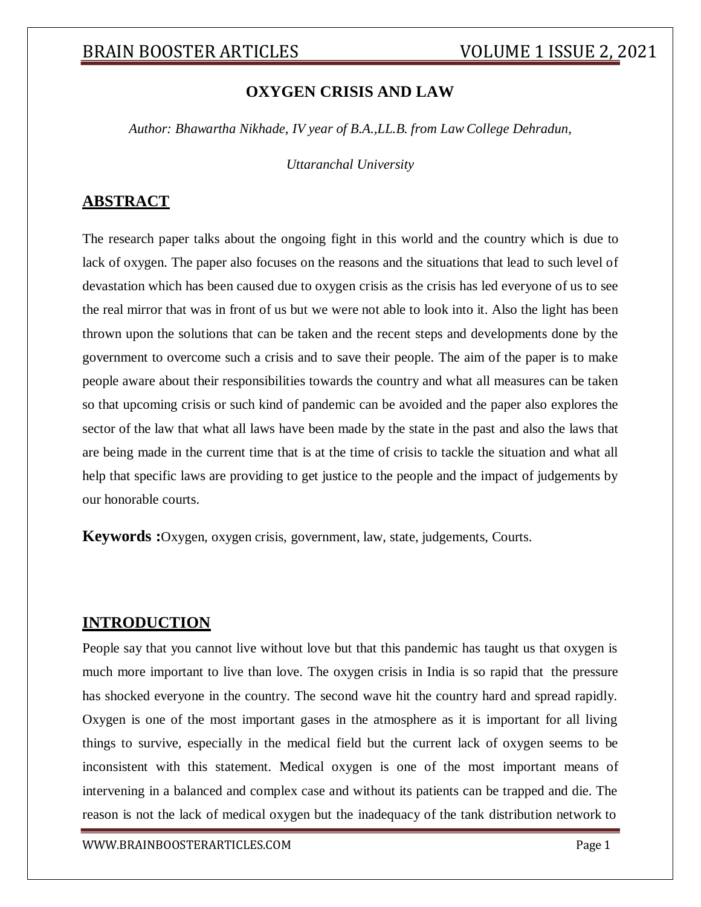# OXYGEN CRISIS AND LAW

*Author: Bhawartha Nikhade, IV year of B.A.,LL.B. from Law College Dehradun,*

*Uttaranchal University*

## ABSTRACT

The research paper talks about the ongoing fight in this world and the country which is due to lack of oxygen. The paper also focuses on the reasons and the situations that lead to such level of devastation which has been caused due to oxygen crisis as the crisis has led everyone of us to see the real mirror that was in front of us but we were not able to look into it. Also the light has been thrown upon the solutions that can be taken and the recent steps and developments done by the government to overcome such a crisis and to save their people. The aim of the paper is to make people aware about their responsibilities towards the country and what all measures can be taken so that upcoming crisis or such kind of pandemic can be avoided and the paper also explores the sector of the law that what all laws have been made by the state in the past and also the laws that are being made in the current time that is at the time of crisis to tackle the situation and what all help that specific laws are providing to get justice to the people and the impact of judgements by our honorable courts.

**Keywords :**Oxygen, oxygen crisis, government, law, state, judgements, Courts.

## INTRODUCTION

People say that you cannot live without love but that this pandemic has taught us that oxygen is much more important to live than love. The oxygen crisis in India is so rapid that the pressure has shocked everyone in the country. The second wave hit the country hard and spread rapidly. Oxygen is one of the most important gases in the atmosphere as it is important for all living things to survive, especially in the medical field but the current lack of oxygen seems to be inconsistent with this statement. Medical oxygen is one of the most important means of intervening in a balanced and complex case and without its patients can be trapped and die. The reason is not the lack of medical oxygen but the inadequacy of the tank distribution network to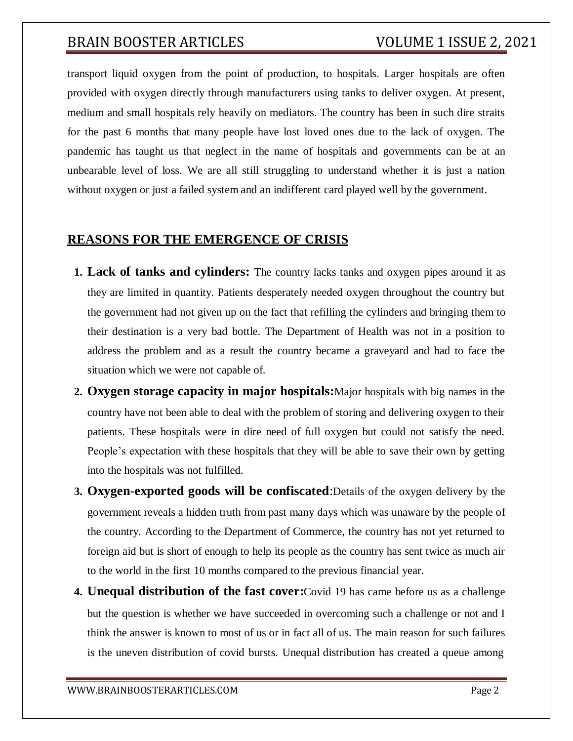transport liquid oxygen from the point of production, to hospitals. Larger hospitals are often provided with oxygen directly through manufacturers using tanks to deliver oxygen. At present, medium and small hospitals rely heavily on mediators. The country has been in such dire straits for the past 6 months that many people have lost loved ones due to the lack of oxygen. The pandemic has taught us that neglect in the name of hospitals and governments can be at an unbearable level of loss. We are all still struggling to understand whether it is just a nation without oxygen or just a failed system and an indifferent card played well by the government.

## REASONS FOR THE EMERGENCE OF CRISIS

1. **Lack of tanks and cylinders:** The country lacks tanks and oxygen pipes around it as they are limited in quantity. Patients desperately needed oxygen throughout the country but the government had not given up on the fact that refilling the cylinders and bringing them to their destination is a very bad bottle. The Department of Health was not in a position to address the problem and as a result the country became a graveyard and had to face the situation which we were not capable of.
2. **Oxygen storage capacity in major hospitals:**Major hospitals with big names in the country have not been able to deal with the problem of storing and delivering oxygen to their patients. These hospitals were in dire need of full oxygen but could not satisfy the need. People's expectation with these hospitals that they will be able to save their own by getting into the hospitals was not fulfilled.
3. **Oxygen-exported goods will be confiscated**:Details of the oxygen delivery by the government reveals a hidden truth from past many days which was unaware by the people of the country. According to the Department of Commerce, the country has not yet returned to foreign aid but is short of enough to help its people as the country has sent twice as much air to the world in the first 10 months compared to the previous financial year.
4. **Unequal distribution of the fast cover:**Covid 19 has came before us as a challenge but the question is whether we have succeeded in overcoming such a challenge or not and I think the answer is known to most of us or in fact all of us. The main reason for such failures is the uneven distribution of covid bursts. Unequal distribution has created a queue among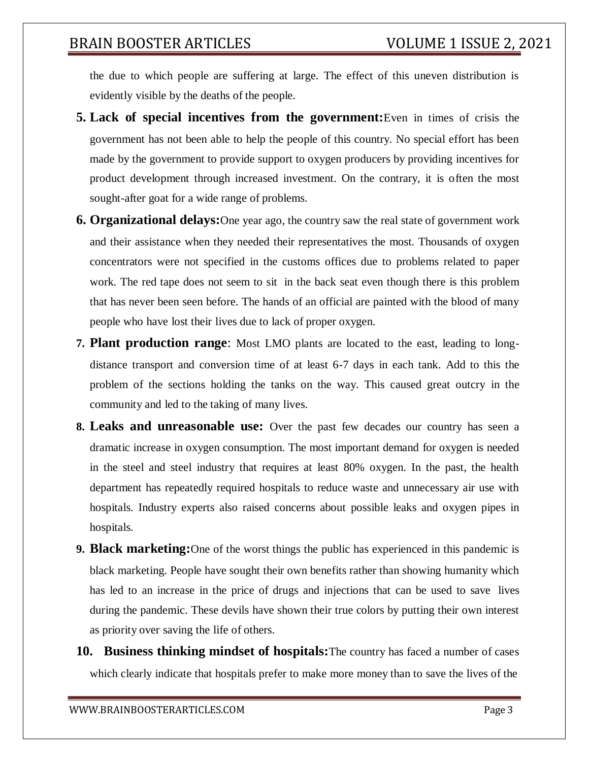the due to which people are suffering at large. The effect of this uneven distribution is evidently visible by the deaths of the people.

5. **Lack of special incentives from the government:** Even in times of crisis the government has not been able to help the people of this country. No special effort has been made by the government to provide support to oxygen producers by providing incentives for product development through increased investment. On the contrary, it is often the most sought-after goat for a wide range of problems.

6. **Organizational delays:** One year ago, the country saw the real state of government work and their assistance when they needed their representatives the most. Thousands of oxygen concentrators were not specified in the customs offices due to problems related to paper work. The red tape does not seem to sit in the back seat even though there is this problem that has never been seen before. The hands of an official are painted with the blood of many people who have lost their lives due to lack of proper oxygen.

7. **Plant production range**: Most LMO plants are located to the east, leading to long-distance transport and conversion time of at least 6-7 days in each tank. Add to this the problem of the sections holding the tanks on the way. This caused great outcry in the community and led to the taking of many lives.

8. **Leaks and unreasonable use:** Over the past few decades our country has seen a dramatic increase in oxygen consumption. The most important demand for oxygen is needed in the steel and steel industry that requires at least 80% oxygen. In the past, the health department has repeatedly required hospitals to reduce waste and unnecessary air use with hospitals. Industry experts also raised concerns about possible leaks and oxygen pipes in hospitals.

9. **Black marketing:** One of the worst things the public has experienced in this pandemic is black marketing. People have sought their own benefits rather than showing humanity which has led to an increase in the price of drugs and injections that can be used to save lives during the pandemic. These devils have shown their true colors by putting their own interest as priority over saving the life of others.

10. **Business thinking mindset of hospitals:** The country has faced a number of cases which clearly indicate that hospitals prefer to make more money than to save the lives of the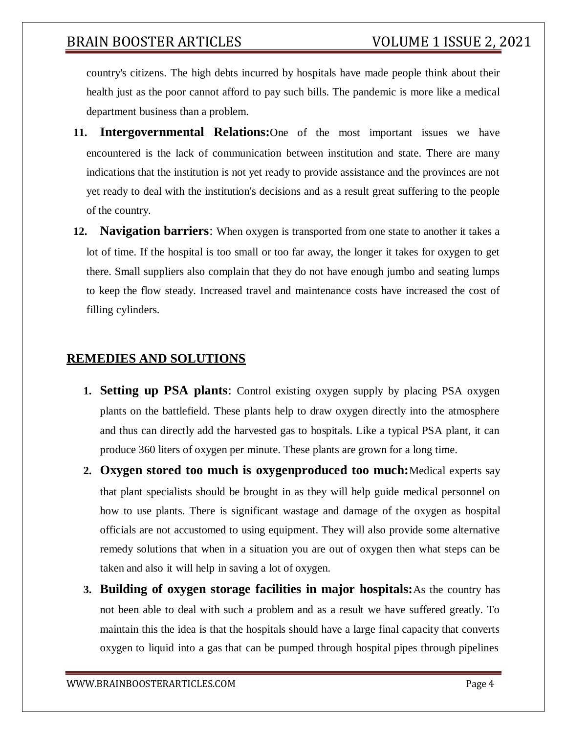country's citizens. The high debts incurred by hospitals have made people think about their health just as the poor cannot afford to pay such bills. The pandemic is more like a medical department business than a problem.

11. **Intergovernmental Relations:** One of the most important issues we have encountered is the lack of communication between institution and state. There are many indications that the institution is not yet ready to provide assistance and the provinces are not yet ready to deal with the institution's decisions and as a result great suffering to the people of the country.
12. **Navigation barriers**: When oxygen is transported from one state to another it takes a lot of time. If the hospital is too small or too far away, the longer it takes for oxygen to get there. Small suppliers also complain that they do not have enough jumbo and seating lumps to keep the flow steady. Increased travel and maintenance costs have increased the cost of filling cylinders.

## REMEDIES AND SOLUTIONS

1. **Setting up PSA plants**: Control existing oxygen supply by placing PSA oxygen plants on the battlefield. These plants help to draw oxygen directly into the atmosphere and thus can directly add the harvested gas to hospitals. Like a typical PSA plant, it can produce 360 liters of oxygen per minute. These plants are grown for a long time.
2. **Oxygen stored too much is oxygenproduced too much:** Medical experts say that plant specialists should be brought in as they will help guide medical personnel on how to use plants. There is significant wastage and damage of the oxygen as hospital officials are not accustomed to using equipment. They will also provide some alternative remedy solutions that when in a situation you are out of oxygen then what steps can be taken and also it will help in saving a lot of oxygen.
3. **Building of oxygen storage facilities in major hospitals:** As the country has not been able to deal with such a problem and as a result we have suffered greatly. To maintain this the idea is that the hospitals should have a large final capacity that converts oxygen to liquid into a gas that can be pumped through hospital pipes through pipelines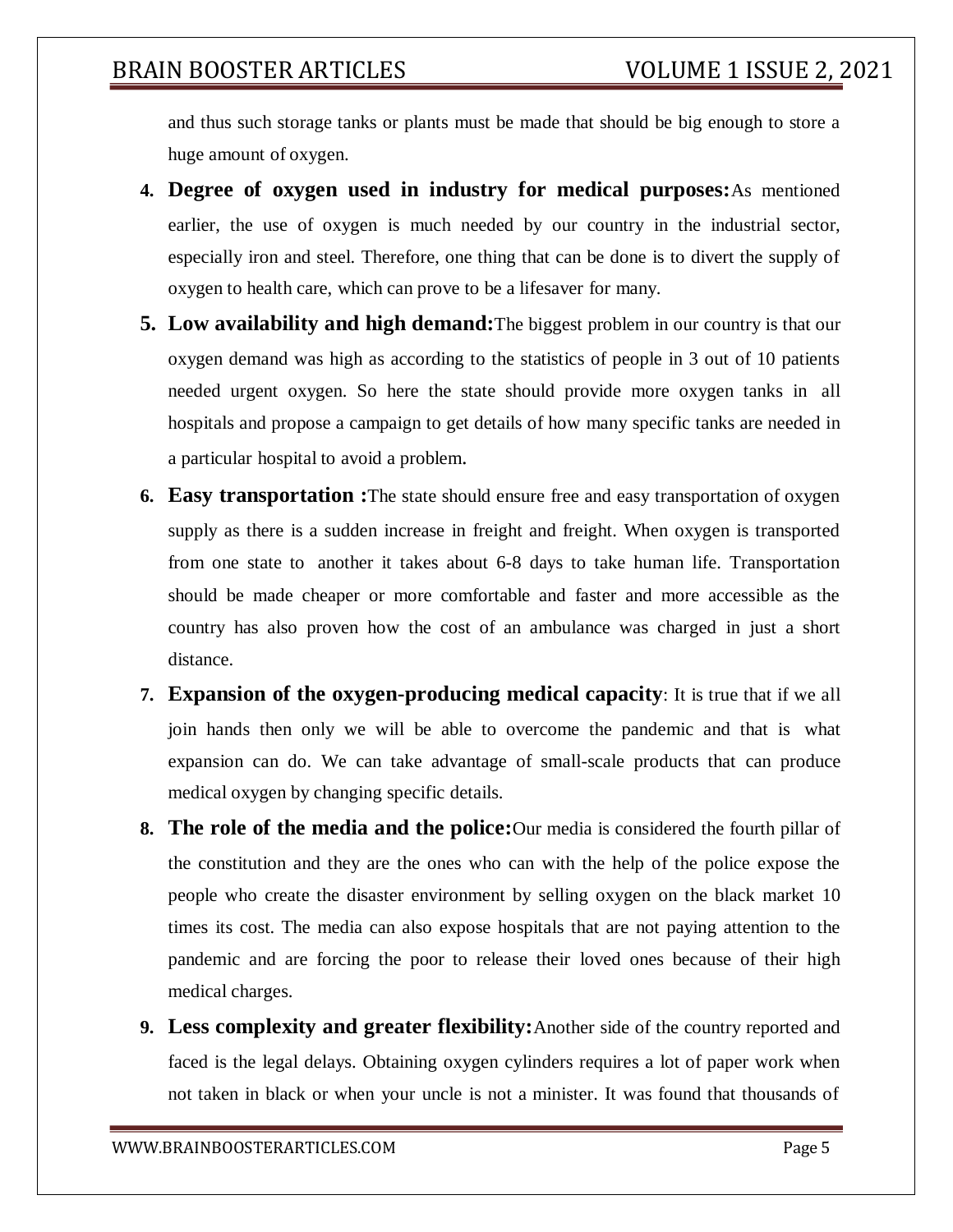and thus such storage tanks or plants must be made that should be big enough to store a huge amount of oxygen.

4. **Degree of oxygen used in industry for medical purposes:** As mentioned earlier, the use of oxygen is much needed by our country in the industrial sector, especially iron and steel. Therefore, one thing that can be done is to divert the supply of oxygen to health care, which can prove to be a lifesaver for many.
5. **Low availability and high demand:** The biggest problem in our country is that our oxygen demand was high as according to the statistics of people in 3 out of 10 patients needed urgent oxygen. So here the state should provide more oxygen tanks in all hospitals and propose a campaign to get details of how many specific tanks are needed in a particular hospital to avoid a problem.
6. **Easy transportation :** The state should ensure free and easy transportation of oxygen supply as there is a sudden increase in freight and freight. When oxygen is transported from one state to another it takes about 6-8 days to take human life. Transportation should be made cheaper or more comfortable and faster and more accessible as the country has also proven how the cost of an ambulance was charged in just a short distance.
7. **Expansion of the oxygen-producing medical capacity**: It is true that if we all join hands then only we will be able to overcome the pandemic and that is what expansion can do. We can take advantage of small-scale products that can produce medical oxygen by changing specific details.
8. **The role of the media and the police:** Our media is considered the fourth pillar of the constitution and they are the ones who can with the help of the police expose the people who create the disaster environment by selling oxygen on the black market 10 times its cost. The media can also expose hospitals that are not paying attention to the pandemic and are forcing the poor to release their loved ones because of their high medical charges.
9. **Less complexity and greater flexibility:** Another side of the country reported and faced is the legal delays. Obtaining oxygen cylinders requires a lot of paper work when not taken in black or when your uncle is not a minister. It was found that thousands of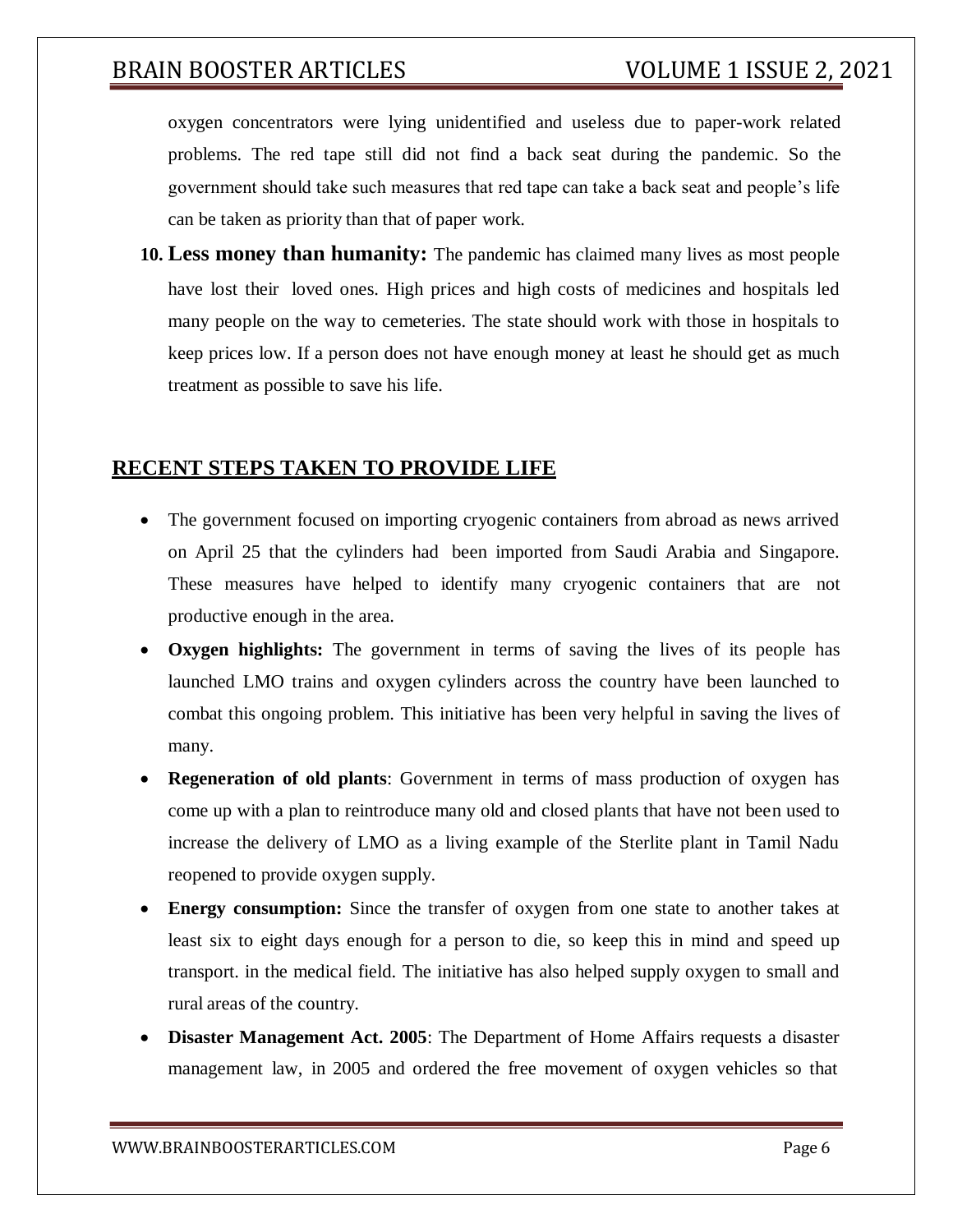oxygen concentrators were lying unidentified and useless due to paper-work related problems. The red tape still did not find a back seat during the pandemic. So the government should take such measures that red tape can take a back seat and people's life can be taken as priority than that of paper work.

10. **Less money than humanity:** The pandemic has claimed many lives as most people have lost their loved ones. High prices and high costs of medicines and hospitals led many people on the way to cemeteries. The state should work with those in hospitals to keep prices low. If a person does not have enough money at least he should get as much treatment as possible to save his life.

## RECENT STEPS TAKEN TO PROVIDE LIFE

- The government focused on importing cryogenic containers from abroad as news arrived on April 25 that the cylinders had been imported from Saudi Arabia and Singapore. These measures have helped to identify many cryogenic containers that are not productive enough in the area.
- **Oxygen highlights:** The government in terms of saving the lives of its people has launched LMO trains and oxygen cylinders across the country have been launched to combat this ongoing problem. This initiative has been very helpful in saving the lives of many.
- **Regeneration of old plants**: Government in terms of mass production of oxygen has come up with a plan to reintroduce many old and closed plants that have not been used to increase the delivery of LMO as a living example of the Sterlite plant in Tamil Nadu reopened to provide oxygen supply.
- **Energy consumption:** Since the transfer of oxygen from one state to another takes at least six to eight days enough for a person to die, so keep this in mind and speed up transport. in the medical field. The initiative has also helped supply oxygen to small and rural areas of the country.
- **Disaster Management Act. 2005**: The Department of Home Affairs requests a disaster management law, in 2005 and ordered the free movement of oxygen vehicles so that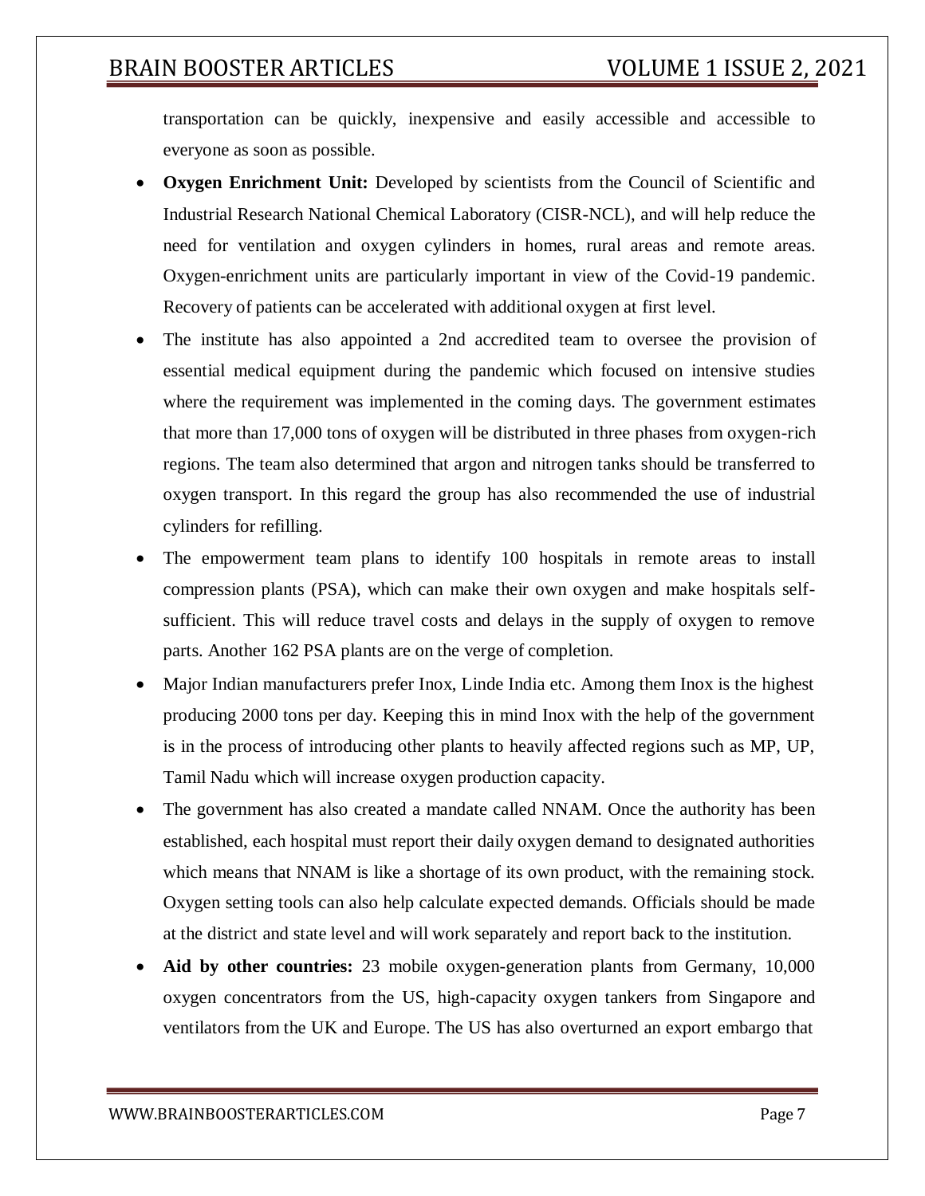transportation can be quickly, inexpensive and easily accessible and accessible to everyone as soon as possible.

- **Oxygen Enrichment Unit:** Developed by scientists from the Council of Scientific and Industrial Research National Chemical Laboratory (CISR-NCL), and will help reduce the need for ventilation and oxygen cylinders in homes, rural areas and remote areas. Oxygen-enrichment units are particularly important in view of the Covid-19 pandemic. Recovery of patients can be accelerated with additional oxygen at first level.
- The institute has also appointed a 2nd accredited team to oversee the provision of essential medical equipment during the pandemic which focused on intensive studies where the requirement was implemented in the coming days. The government estimates that more than 17,000 tons of oxygen will be distributed in three phases from oxygen-rich regions. The team also determined that argon and nitrogen tanks should be transferred to oxygen transport. In this regard the group has also recommended the use of industrial cylinders for refilling.
- The empowerment team plans to identify 100 hospitals in remote areas to install compression plants (PSA), which can make their own oxygen and make hospitals self-sufficient. This will reduce travel costs and delays in the supply of oxygen to remove parts. Another 162 PSA plants are on the verge of completion.
- Major Indian manufacturers prefer Inox, Linde India etc. Among them Inox is the highest producing 2000 tons per day. Keeping this in mind Inox with the help of the government is in the process of introducing other plants to heavily affected regions such as MP, UP, Tamil Nadu which will increase oxygen production capacity.
- The government has also created a mandate called NNAM. Once the authority has been established, each hospital must report their daily oxygen demand to designated authorities which means that NNAM is like a shortage of its own product, with the remaining stock. Oxygen setting tools can also help calculate expected demands. Officials should be made at the district and state level and will work separately and report back to the institution.
- **Aid by other countries:** 23 mobile oxygen-generation plants from Germany, 10,000 oxygen concentrators from the US, high-capacity oxygen tankers from Singapore and ventilators from the UK and Europe. The US has also overturned an export embargo that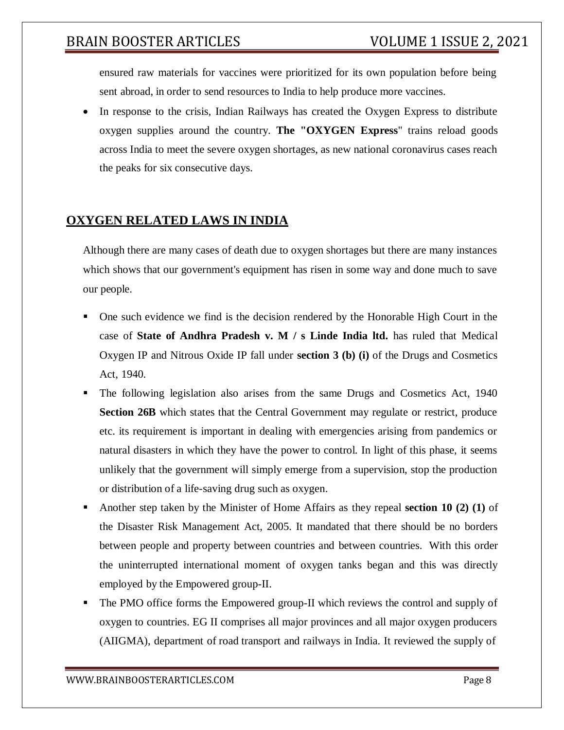ensured raw materials for vaccines were prioritized for its own population before being sent abroad, in order to send resources to India to help produce more vaccines.

- In response to the crisis, Indian Railways has created the Oxygen Express to distribute oxygen supplies around the country. **The "OXYGEN Express**" trains reload goods across India to meet the severe oxygen shortages, as new national coronavirus cases reach the peaks for six consecutive days.

## OXYGEN RELATED LAWS IN INDIA

Although there are many cases of death due to oxygen shortages but there are many instances which shows that our government's equipment has risen in some way and done much to save our people.

- One such evidence we find is the decision rendered by the Honorable High Court in the case of **State of Andhra Pradesh v. M / s Linde India ltd.** has ruled that Medical Oxygen IP and Nitrous Oxide IP fall under **section 3 (b) (i)** of the Drugs and Cosmetics Act, 1940.
- The following legislation also arises from the same Drugs and Cosmetics Act, 1940 **Section 26B** which states that the Central Government may regulate or restrict, produce etc. its requirement is important in dealing with emergencies arising from pandemics or natural disasters in which they have the power to control. In light of this phase, it seems unlikely that the government will simply emerge from a supervision, stop the production or distribution of a life-saving drug such as oxygen.
- Another step taken by the Minister of Home Affairs as they repeal **section 10 (2) (1)** of the Disaster Risk Management Act, 2005. It mandated that there should be no borders between people and property between countries and between countries. With this order the uninterrupted international moment of oxygen tanks began and this was directly employed by the Empowered group-II.
- The PMO office forms the Empowered group-II which reviews the control and supply of oxygen to countries. EG II comprises all major provinces and all major oxygen producers (AIIGMA), department of road transport and railways in India. It reviewed the supply of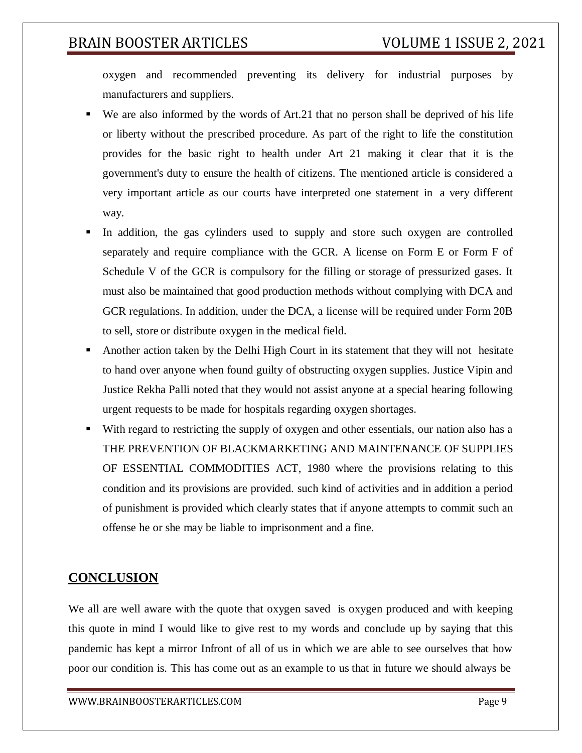oxygen and recommended preventing its delivery for industrial purposes by manufacturers and suppliers.

- We are also informed by the words of Art.21 that no person shall be deprived of his life or liberty without the prescribed procedure. As part of the right to life the constitution provides for the basic right to health under Art 21 making it clear that it is the government's duty to ensure the health of citizens. The mentioned article is considered a very important article as our courts have interpreted one statement in a very different way.
- In addition, the gas cylinders used to supply and store such oxygen are controlled separately and require compliance with the GCR. A license on Form E or Form F of Schedule V of the GCR is compulsory for the filling or storage of pressurized gases. It must also be maintained that good production methods without complying with DCA and GCR regulations. In addition, under the DCA, a license will be required under Form 20B to sell, store or distribute oxygen in the medical field.
- Another action taken by the Delhi High Court in its statement that they will not hesitate to hand over anyone when found guilty of obstructing oxygen supplies. Justice Vipin and Justice Rekha Palli noted that they would not assist anyone at a special hearing following urgent requests to be made for hospitals regarding oxygen shortages.
- With regard to restricting the supply of oxygen and other essentials, our nation also has a THE PREVENTION OF BLACKMARKETING AND MAINTENANCE OF SUPPLIES OF ESSENTIAL COMMODITIES ACT, 1980 where the provisions relating to this condition and its provisions are provided. such kind of activities and in addition a period of punishment is provided which clearly states that if anyone attempts to commit such an offense he or she may be liable to imprisonment and a fine.

## CONCLUSION

We all are well aware with the quote that oxygen saved is oxygen produced and with keeping this quote in mind I would like to give rest to my words and conclude up by saying that this pandemic has kept a mirror Infront of all of us in which we are able to see ourselves that how poor our condition is. This has come out as an example to us that in future we should always be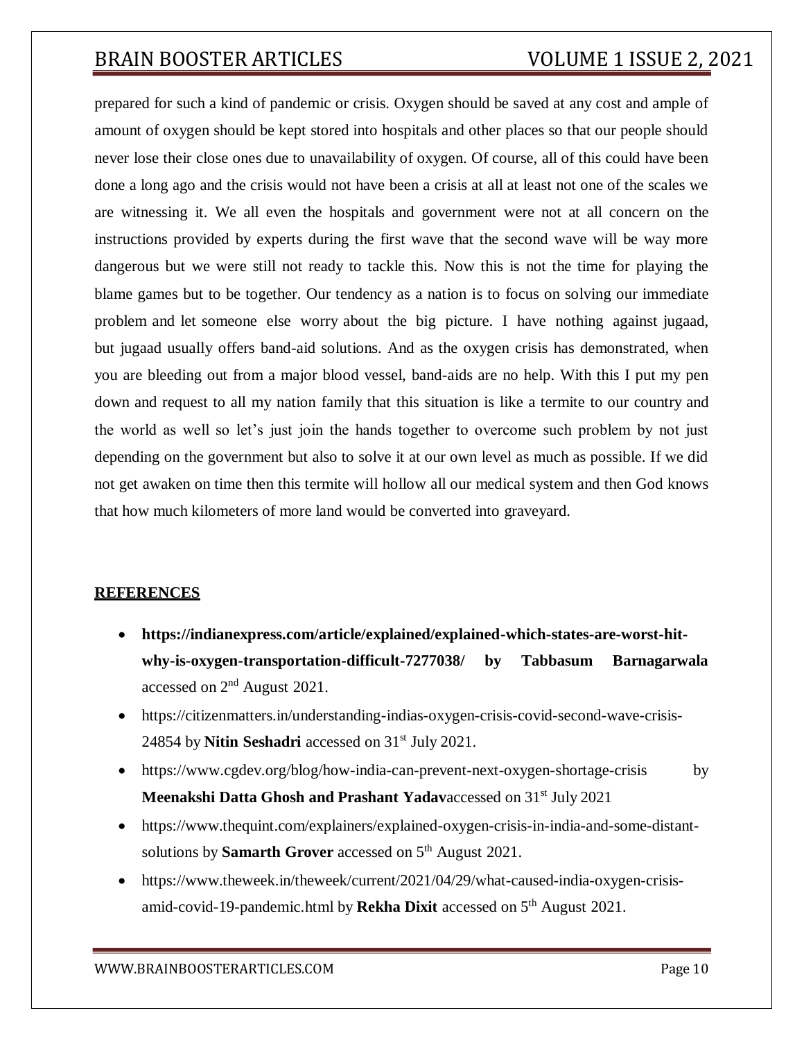prepared for such a kind of pandemic or crisis. Oxygen should be saved at any cost and ample of amount of oxygen should be kept stored into hospitals and other places so that our people should never lose their close ones due to unavailability of oxygen. Of course, all of this could have been done a long ago and the crisis would not have been a crisis at all at least not one of the scales we are witnessing it. We all even the hospitals and government were not at all concern on the instructions provided by experts during the first wave that the second wave will be way more dangerous but we were still not ready to tackle this. Now this is not the time for playing the blame games but to be together. Our tendency as a nation is to focus on solving our immediate problem and let someone else worry about the big picture. I have nothing against jugaad, but jugaad usually offers band-aid solutions. And as the oxygen crisis has demonstrated, when you are bleeding out from a major blood vessel, band-aids are no help. With this I put my pen down and request to all my nation family that this situation is like a termite to our country and the world as well so let's just join the hands together to overcome such problem by not just depending on the government but also to solve it at our own level as much as possible. If we did not get awaken on time then this termite will hollow all our medical system and then God knows that how much kilometers of more land would be converted into graveyard.

## REFERENCES

- **https://indianexpress.com/article/explained/explained-which-states-are-worst-hit-why-is-oxygen-transportation-difficult-7277038/ by Tabbasum Barnagarwala** accessed on 2nd August 2021.
- https://citizenmatters.in/understanding-indias-oxygen-crisis-covid-second-wave-crisis-24854 by **Nitin Seshadri** accessed on 31st July 2021.
- https://www.cgdev.org/blog/how-india-can-prevent-next-oxygen-shortage-crisis by **Meenakshi Datta Ghosh and Prashant Yadav**accessed on 31st July 2021
- https://www.thequint.com/explainers/explained-oxygen-crisis-in-india-and-some-distant-solutions by **Samarth Grover** accessed on 5th August 2021.
- https://www.theweek.in/theweek/current/2021/04/29/what-caused-india-oxygen-crisis-amid-covid-19-pandemic.html by **Rekha Dixit** accessed on 5th August 2021.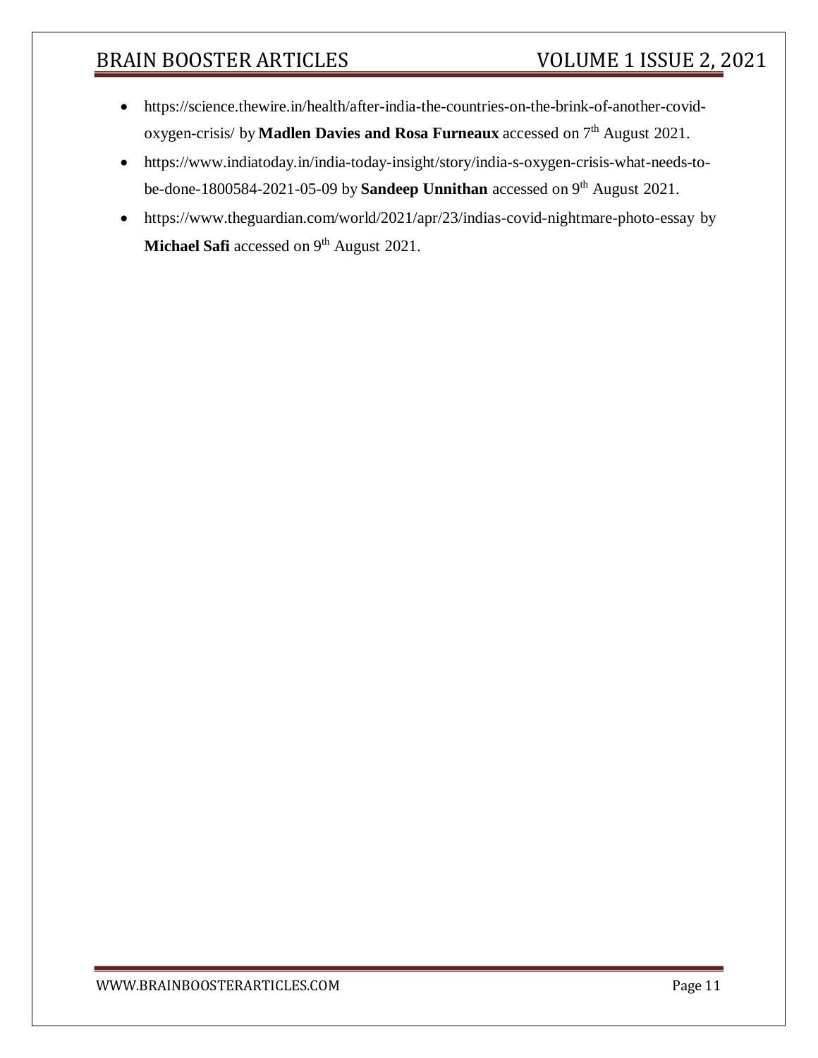- https://science.thewire.in/health/after-india-the-countries-on-the-brink-of-another-covid-oxygen-crisis/ by **Madlen Davies and Rosa Furneaux** accessed on 7th August 2021.
- https://www.indiatoday.in/india-today-insight/story/india-s-oxygen-crisis-what-needs-to-be-done-1800584-2021-05-09 by **Sandeep Unnithan** accessed on 9th August 2021.
- https://www.theguardian.com/world/2021/apr/23/indias-covid-nightmare-photo-essay by **Michael Safi** accessed on 9th August 2021.